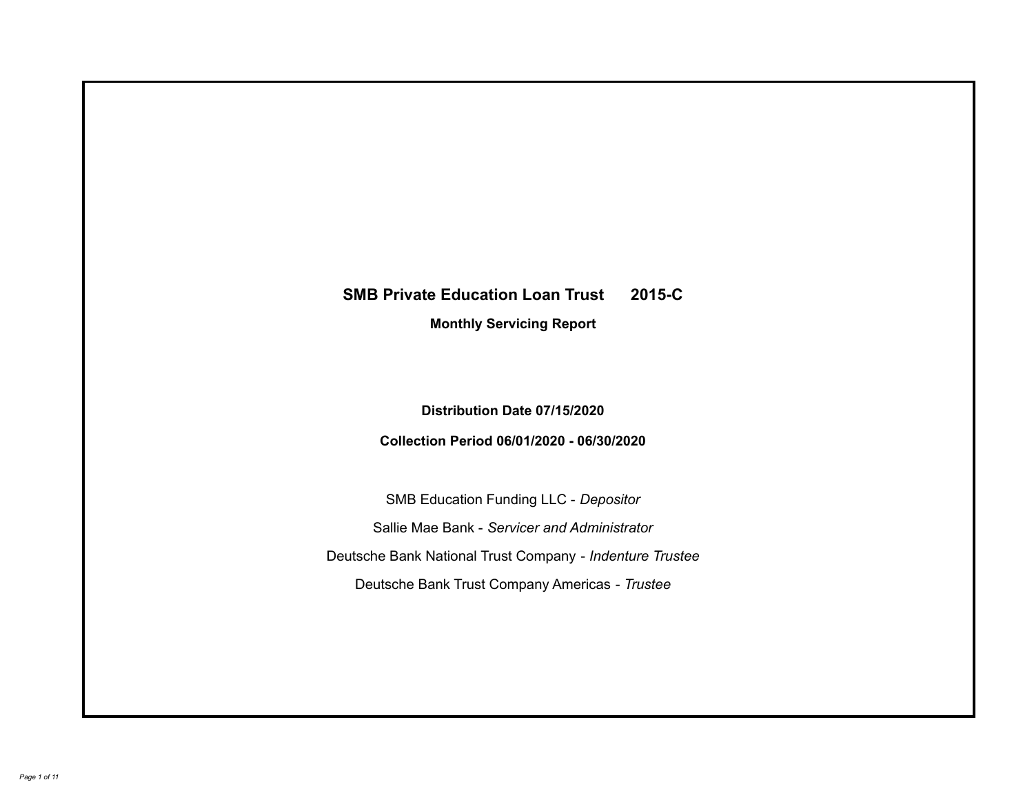# SMB Private Education Loan Trust 2015-C

## Monthly Servicing Report

**Distribution Date 07/15/2020**

**Collection Period 06/01/2020 - 06/30/2020**

SMB Education Funding LLC - *Depositor*

Sallie Mae Bank - *Servicer and Administrator*

Deutsche Bank National Trust Company - *Indenture Trustee*

Deutsche Bank Trust Company Americas - *Trustee*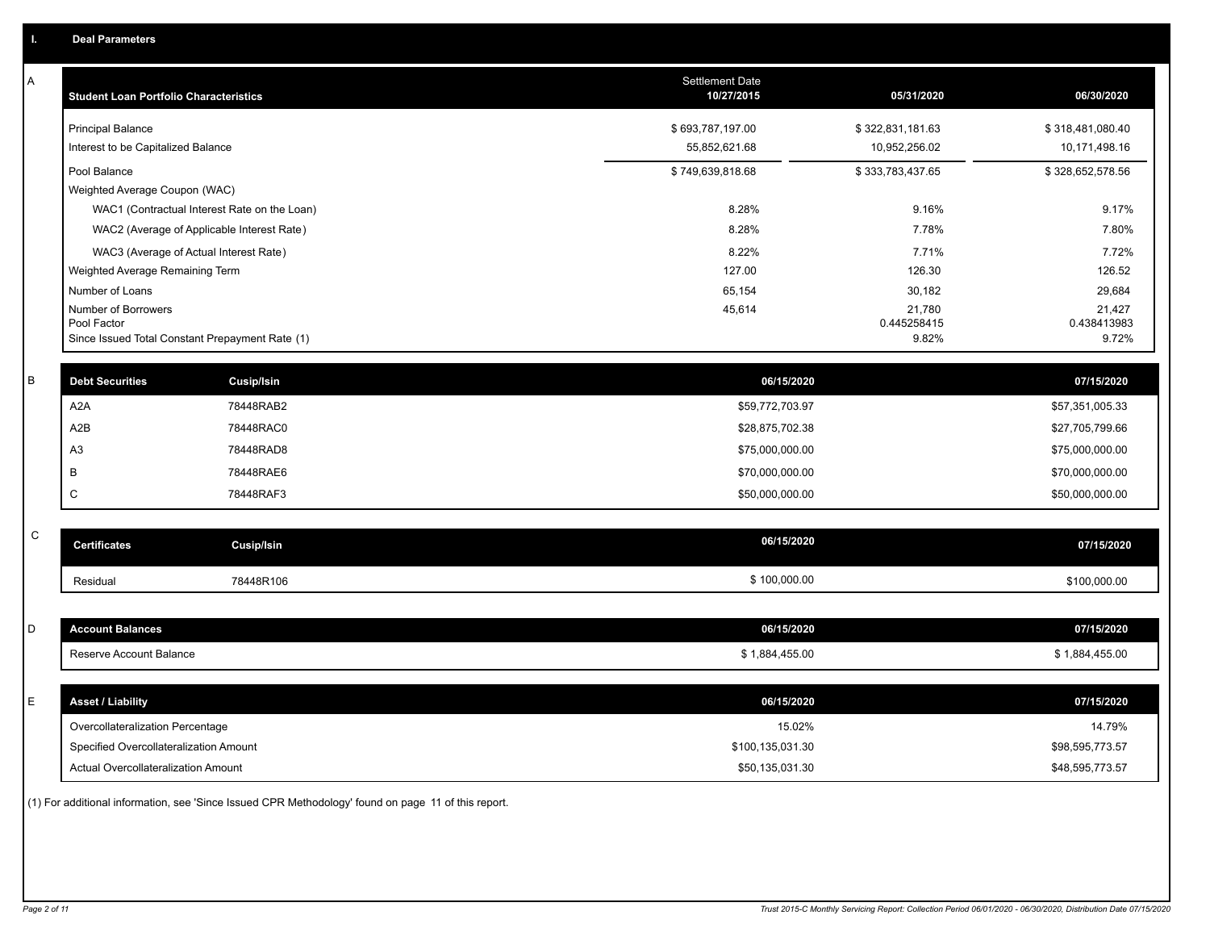## I. Deal Parameters

### A

| Student Loan Portfolio Characteristics | Settlement Date 10/27/2015 | 05/31/2020 | 06/30/2020 |
|---|---|---|---|
| Principal Balance | $ 693,787,197.00 | $ 322,831,181.63 | $ 318,481,080.40 |
| Interest to be Capitalized Balance | 55,852,621.68 | 10,952,256.02 | 10,171,498.16 |
| Pool Balance | $ 749,639,818.68 | $ 333,783,437.65 | $ 328,652,578.56 |
| Weighted Average Coupon (WAC) | | | |
| WAC1 (Contractual Interest Rate on the Loan) | 8.28% | 9.16% | 9.17% |
| WAC2 (Average of Applicable Interest Rate) | 8.28% | 7.78% | 7.80% |
| WAC3 (Average of Actual Interest Rate) | 8.22% | 7.71% | 7.72% |
| Weighted Average Remaining Term | 127.00 | 126.30 | 126.52 |
| Number of Loans | 65,154 | 30,182 | 29,684 |
| Number of Borrowers | 45,614 | 21,780 | 21,427 |
| Pool Factor | | 0.445258415 | 0.438413983 |
| Since Issued Total Constant Prepayment Rate (1) | | 9.82% | 9.72% |

### B

| Debt Securities | Cusip/Isin | 06/15/2020 | 07/15/2020 |
|---|---|---|---|
| A2A | 78448RAB2 | $59,772,703.97 | $57,351,005.33 |
| A2B | 78448RAC0 | $28,875,702.38 | $27,705,799.66 |
| A3 | 78448RAD8 | $75,000,000.00 | $75,000,000.00 |
| B | 78448RAE6 | $70,000,000.00 | $70,000,000.00 |
| C | 78448RAF3 | $50,000,000.00 | $50,000,000.00 |

### C

| Certificates | Cusip/Isin | 06/15/2020 | 07/15/2020 |
|---|---|---|---|
| Residual | 78448R106 | $ 100,000.00 | $100,000.00 |

### D

| Account Balances | 06/15/2020 | 07/15/2020 |
|---|---|---|
| Reserve Account Balance | $ 1,884,455.00 | $ 1,884,455.00 |

### E

| Asset / Liability | 06/15/2020 | 07/15/2020 |
|---|---|---|
| Overcollateralization Percentage | 15.02% | 14.79% |
| Specified Overcollateralization Amount | $100,135,031.30 | $98,595,773.57 |
| Actual Overcollateralization Amount | $50,135,031.30 | $48,595,773.57 |

(1) For additional information, see 'Since Issued CPR Methodology' found on page 11 of this report.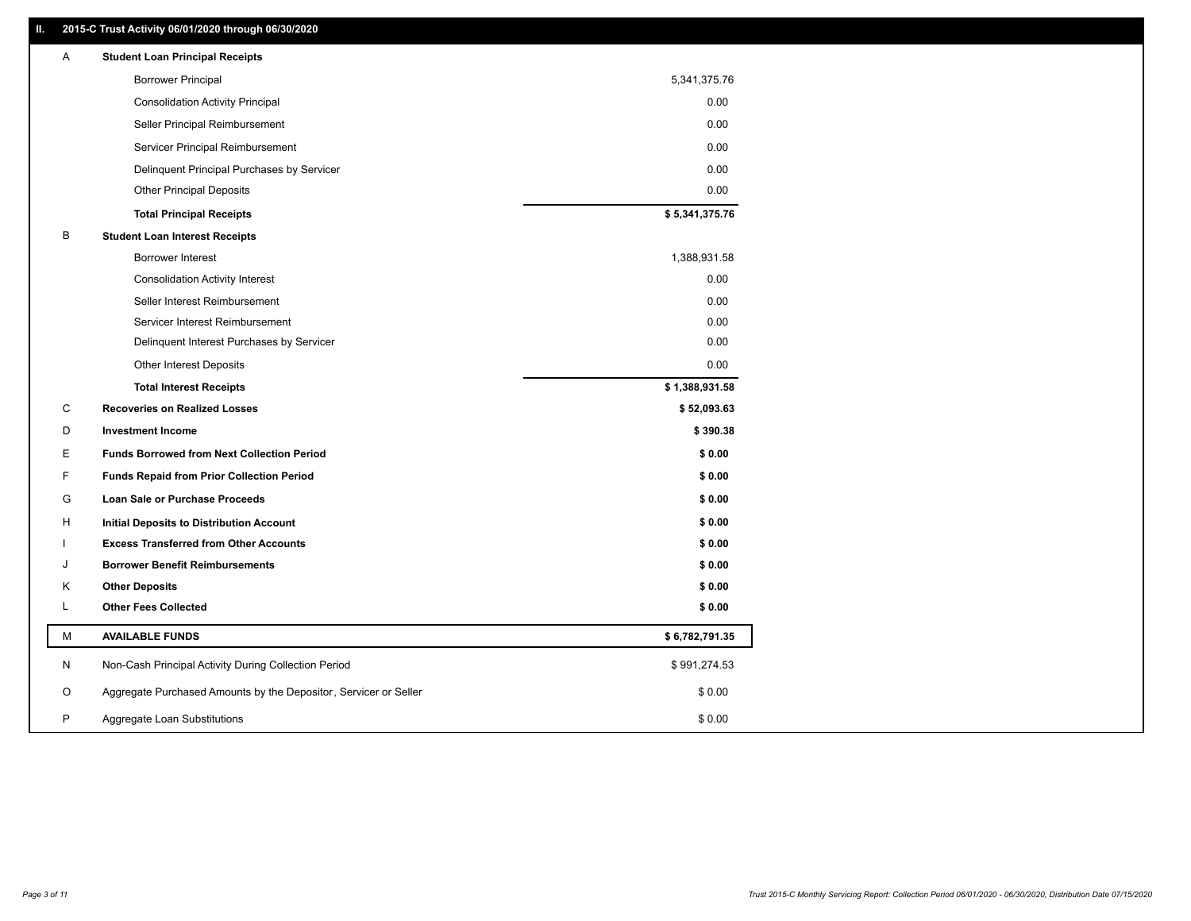## II. 2015-C Trust Activity 06/01/2020 through 06/30/2020

| | | |
|---|---|---|
| A | **Student Loan Principal Receipts** | |
| | Borrower Principal | 5,341,375.76 |
| | Consolidation Activity Principal | 0.00 |
| | Seller Principal Reimbursement | 0.00 |
| | Servicer Principal Reimbursement | 0.00 |
| | Delinquent Principal Purchases by Servicer | 0.00 |
| | Other Principal Deposits | 0.00 |
| | **Total Principal Receipts** | **$ 5,341,375.76** |
| B | **Student Loan Interest Receipts** | |
| | Borrower Interest | 1,388,931.58 |
| | Consolidation Activity Interest | 0.00 |
| | Seller Interest Reimbursement | 0.00 |
| | Servicer Interest Reimbursement | 0.00 |
| | Delinquent Interest Purchases by Servicer | 0.00 |
| | Other Interest Deposits | 0.00 |
| | **Total Interest Receipts** | **$ 1,388,931.58** |
| C | **Recoveries on Realized Losses** | **$ 52,093.63** |
| D | **Investment Income** | **$ 390.38** |
| E | **Funds Borrowed from Next Collection Period** | **$ 0.00** |
| F | **Funds Repaid from Prior Collection Period** | **$ 0.00** |
| G | **Loan Sale or Purchase Proceeds** | **$ 0.00** |
| H | **Initial Deposits to Distribution Account** | **$ 0.00** |
| I | **Excess Transferred from Other Accounts** | **$ 0.00** |
| J | **Borrower Benefit Reimbursements** | **$ 0.00** |
| K | **Other Deposits** | **$ 0.00** |
| L | **Other Fees Collected** | **$ 0.00** |
| M | **AVAILABLE FUNDS** | **$ 6,782,791.35** |
| N | Non-Cash Principal Activity During Collection Period | $ 991,274.53 |
| O | Aggregate Purchased Amounts by the Depositor, Servicer or Seller | $ 0.00 |
| P | Aggregate Loan Substitutions | $ 0.00 |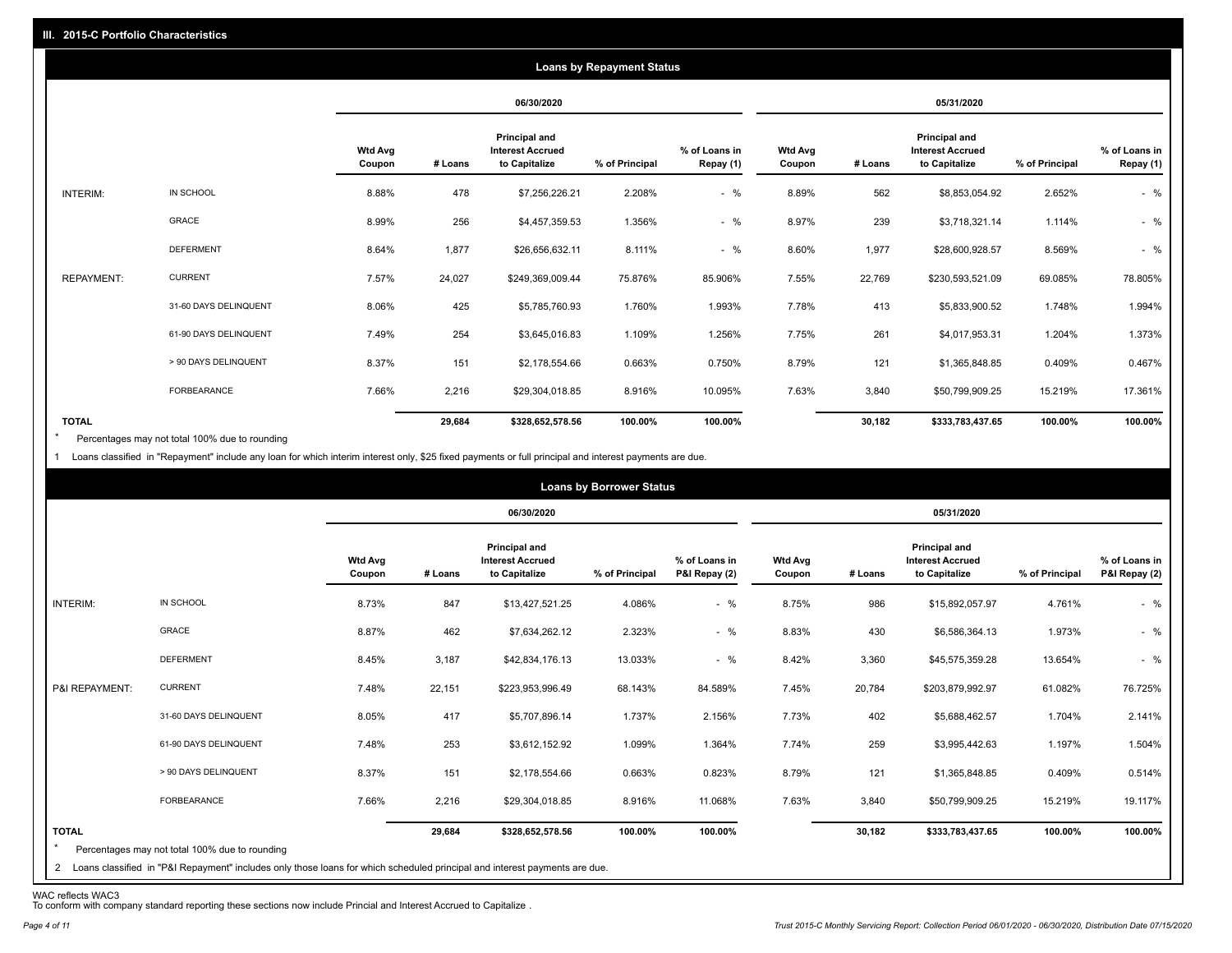## III. 2015-C Portfolio Characteristics

### Loans by Repayment Status

| | | 06/30/2020 | | | | | 05/31/2020 | | | | |
|---|---|---|---|---|---|---|---|---|---|---|---|
| | | Wtd Avg Coupon | # Loans | Principal and Interest Accrued to Capitalize | % of Principal | % of Loans in Repay (1) | Wtd Avg Coupon | # Loans | Principal and Interest Accrued to Capitalize | % of Principal | % of Loans in Repay (1) |
| INTERIM: | IN SCHOOL | 8.88% | 478 | $7,256,226.21 | 2.208% | - % | 8.89% | 562 | $8,853,054.92 | 2.652% | - % |
| | GRACE | 8.99% | 256 | $4,457,359.53 | 1.356% | - % | 8.97% | 239 | $3,718,321.14 | 1.114% | - % |
| | DEFERMENT | 8.64% | 1,877 | $26,656,632.11 | 8.111% | - % | 8.60% | 1,977 | $28,600,928.57 | 8.569% | - % |
| REPAYMENT: | CURRENT | 7.57% | 24,027 | $249,369,009.44 | 75.876% | 85.906% | 7.55% | 22,769 | $230,593,521.09 | 69.085% | 78.805% |
| | 31-60 DAYS DELINQUENT | 8.06% | 425 | $5,785,760.93 | 1.760% | 1.993% | 7.78% | 413 | $5,833,900.52 | 1.748% | 1.994% |
| | 61-90 DAYS DELINQUENT | 7.49% | 254 | $3,645,016.83 | 1.109% | 1.256% | 7.75% | 261 | $4,017,953.31 | 1.204% | 1.373% |
| | > 90 DAYS DELINQUENT | 8.37% | 151 | $2,178,554.66 | 0.663% | 0.750% | 8.79% | 121 | $1,365,848.85 | 0.409% | 0.467% |
| | FORBEARANCE | 7.66% | 2,216 | $29,304,018.85 | 8.916% | 10.095% | 7.63% | 3,840 | $50,799,909.25 | 15.219% | 17.361% |
| TOTAL | | | 29,684 | $328,652,578.56 | 100.00% | 100.00% | | 30,182 | $333,783,437.65 | 100.00% | 100.00% |

\* Percentages may not total 100% due to rounding

1 Loans classified in "Repayment" include any loan for which interim interest only, $25 fixed payments or full principal and interest payments are due.

### Loans by Borrower Status

| | | 06/30/2020 | | | | | 05/31/2020 | | | | |
|---|---|---|---|---|---|---|---|---|---|---|---|
| | | Wtd Avg Coupon | # Loans | Principal and Interest Accrued to Capitalize | % of Principal | % of Loans in P&I Repay (2) | Wtd Avg Coupon | # Loans | Principal and Interest Accrued to Capitalize | % of Principal | % of Loans in P&I Repay (2) |
| INTERIM: | IN SCHOOL | 8.73% | 847 | $13,427,521.25 | 4.086% | - % | 8.75% | 986 | $15,892,057.97 | 4.761% | - % |
| | GRACE | 8.87% | 462 | $7,634,262.12 | 2.323% | - % | 8.83% | 430 | $6,586,364.13 | 1.973% | - % |
| | DEFERMENT | 8.45% | 3,187 | $42,834,176.13 | 13.033% | - % | 8.42% | 3,360 | $45,575,359.28 | 13.654% | - % |
| P&I REPAYMENT: | CURRENT | 7.48% | 22,151 | $223,953,996.49 | 68.143% | 84.589% | 7.45% | 20,784 | $203,879,992.97 | 61.082% | 76.725% |
| | 31-60 DAYS DELINQUENT | 8.05% | 417 | $5,707,896.14 | 1.737% | 2.156% | 7.73% | 402 | $5,688,462.57 | 1.704% | 2.141% |
| | 61-90 DAYS DELINQUENT | 7.48% | 253 | $3,612,152.92 | 1.099% | 1.364% | 7.74% | 259 | $3,995,442.63 | 1.197% | 1.504% |
| | > 90 DAYS DELINQUENT | 8.37% | 151 | $2,178,554.66 | 0.663% | 0.823% | 8.79% | 121 | $1,365,848.85 | 0.409% | 0.514% |
| | FORBEARANCE | 7.66% | 2,216 | $29,304,018.85 | 8.916% | 11.068% | 7.63% | 3,840 | $50,799,909.25 | 15.219% | 19.117% |
| TOTAL | | | 29,684 | $328,652,578.56 | 100.00% | 100.00% | | 30,182 | $333,783,437.65 | 100.00% | 100.00% |

\* Percentages may not total 100% due to rounding

2 Loans classified in "P&I Repayment" includes only those loans for which scheduled principal and interest payments are due.

WAC reflects WAC3

To conform with company standard reporting these sections now include Princial and Interest Accrued to Capitalize .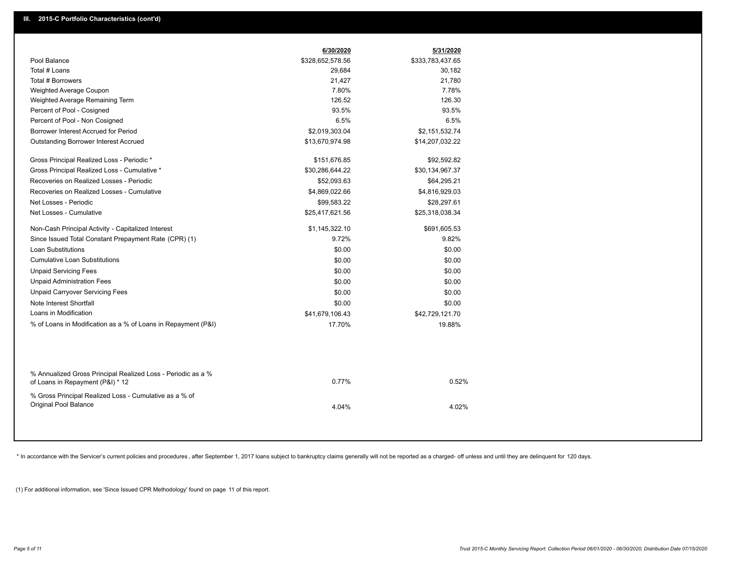## III. 2015-C Portfolio Characteristics (cont'd)

| | 6/30/2020 | 5/31/2020 |
|---|---|---|
| Pool Balance | $328,652,578.56 | $333,783,437.65 |
| Total # Loans | 29,684 | 30,182 |
| Total # Borrowers | 21,427 | 21,780 |
| Weighted Average Coupon | 7.80% | 7.78% |
| Weighted Average Remaining Term | 126.52 | 126.30 |
| Percent of Pool - Cosigned | 93.5% | 93.5% |
| Percent of Pool - Non Cosigned | 6.5% | 6.5% |
| Borrower Interest Accrued for Period | $2,019,303.04 | $2,151,532.74 |
| Outstanding Borrower Interest Accrued | $13,670,974.98 | $14,207,032.22 |
| Gross Principal Realized Loss - Periodic * | $151,676.85 | $92,592.82 |
| Gross Principal Realized Loss - Cumulative * | $30,286,644.22 | $30,134,967.37 |
| Recoveries on Realized Losses - Periodic | $52,093.63 | $64,295.21 |
| Recoveries on Realized Losses - Cumulative | $4,869,022.66 | $4,816,929.03 |
| Net Losses - Periodic | $99,583.22 | $28,297.61 |
| Net Losses - Cumulative | $25,417,621.56 | $25,318,038.34 |
| Non-Cash Principal Activity - Capitalized Interest | $1,145,322.10 | $691,605.53 |
| Since Issued Total Constant Prepayment Rate (CPR) (1) | 9.72% | 9.82% |
| Loan Substitutions | $0.00 | $0.00 |
| Cumulative Loan Substitutions | $0.00 | $0.00 |
| Unpaid Servicing Fees | $0.00 | $0.00 |
| Unpaid Administration Fees | $0.00 | $0.00 |
| Unpaid Carryover Servicing Fees | $0.00 | $0.00 |
| Note Interest Shortfall | $0.00 | $0.00 |
| Loans in Modification | $41,679,106.43 | $42,729,121.70 |
| % of Loans in Modification as a % of Loans in Repayment (P&I) | 17.70% | 19.88% |
| % Annualized Gross Principal Realized Loss - Periodic as a % of Loans in Repayment (P&I) * 12 | 0.77% | 0.52% |
| % Gross Principal Realized Loss - Cumulative as a % of Original Pool Balance | 4.04% | 4.02% |

* In accordance with the Servicer's current policies and procedures, after September 1, 2017 loans subject to bankruptcy claims generally will not be reported as a charged- off unless and until they are delinquent for 120 days.

(1) For additional information, see 'Since Issued CPR Methodology' found on page 11 of this report.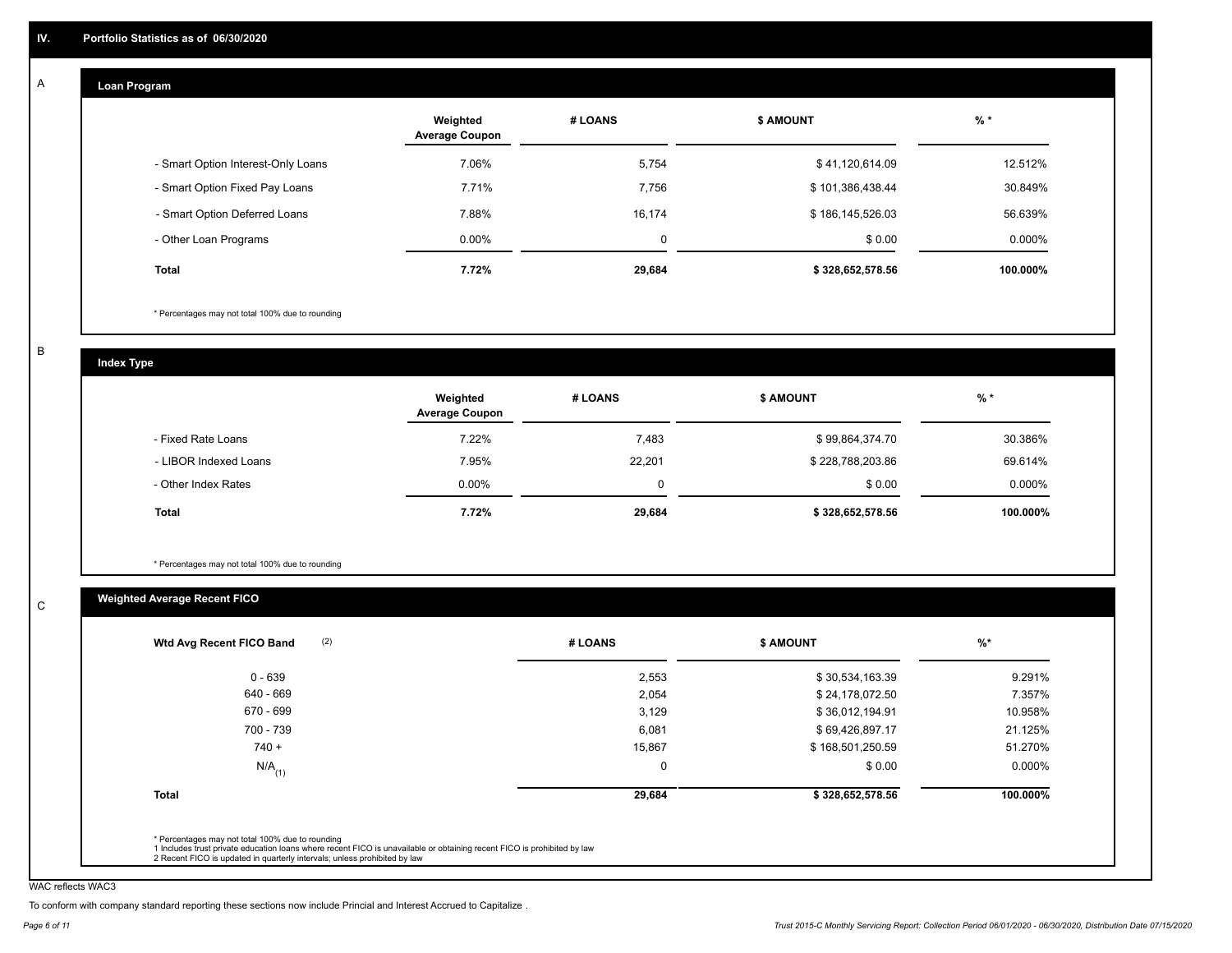# IV. Portfolio Statistics as of 06/30/2020

## A. Loan Program

| | Weighted Average Coupon | # LOANS | $ AMOUNT | % * |
|---|---|---|---|---|
| - Smart Option Interest-Only Loans | 7.06% | 5,754 | $ 41,120,614.09 | 12.512% |
| - Smart Option Fixed Pay Loans | 7.71% | 7,756 | $ 101,386,438.44 | 30.849% |
| - Smart Option Deferred Loans | 7.88% | 16,174 | $ 186,145,526.03 | 56.639% |
| - Other Loan Programs | 0.00% | 0 | $ 0.00 | 0.000% |
| **Total** | **7.72%** | **29,684** | **$ 328,652,578.56** | **100.000%** |

* Percentages may not total 100% due to rounding

## B. Index Type

| | Weighted Average Coupon | # LOANS | $ AMOUNT | % * |
|---|---|---|---|---|
| - Fixed Rate Loans | 7.22% | 7,483 | $ 99,864,374.70 | 30.386% |
| - LIBOR Indexed Loans | 7.95% | 22,201 | $ 228,788,203.86 | 69.614% |
| - Other Index Rates | 0.00% | 0 | $ 0.00 | 0.000% |
| **Total** | **7.72%** | **29,684** | **$ 328,652,578.56** | **100.000%** |

* Percentages may not total 100% due to rounding

## C. Weighted Average Recent FICO

| Wtd Avg Recent FICO Band (2) | # LOANS | $ AMOUNT | %* |
|---|---|---|---|
| 0 - 639 | 2,553 | $ 30,534,163.39 | 9.291% |
| 640 - 669 | 2,054 | $ 24,178,072.50 | 7.357% |
| 670 - 699 | 3,129 | $ 36,012,194.91 | 10.958% |
| 700 - 739 | 6,081 | $ 69,426,897.17 | 21.125% |
| 740 + | 15,867 | $ 168,501,250.59 | 51.270% |
| N/A (1) | 0 | $ 0.00 | 0.000% |
| **Total** | **29,684** | **$ 328,652,578.56** | **100.000%** |

* Percentages may not total 100% due to rounding
1 Includes trust private education loans where recent FICO is unavailable or obtaining recent FICO is prohibited by law
2 Recent FICO is updated in quarterly intervals; unless prohibited by law

WAC reflects WAC3

To conform with company standard reporting these sections now include Princial and Interest Accrued to Capitalize .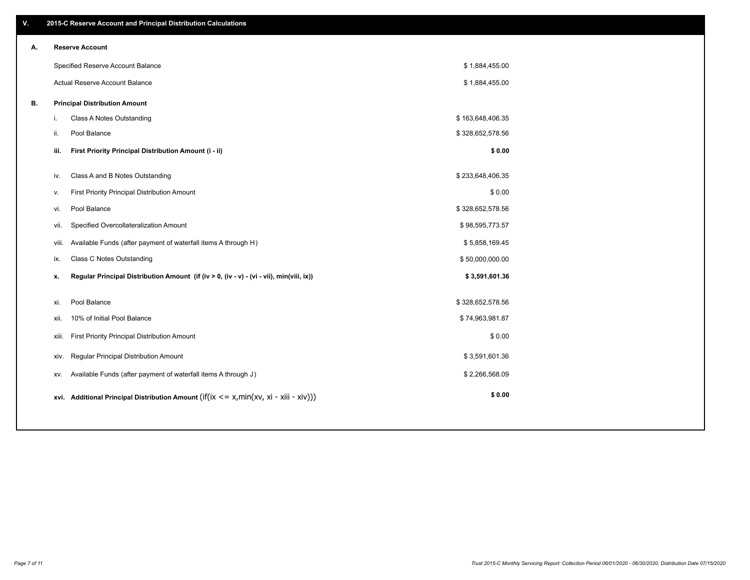## V. 2015-C Reserve Account and Principal Distribution Calculations

### A. Reserve Account

| | |
|---|---|
| Specified Reserve Account Balance | $ 1,884,455.00 |
| Actual Reserve Account Balance | $ 1,884,455.00 |

### B. Principal Distribution Amount

| | | |
|---|---|---|
| i. | Class A Notes Outstanding | $ 163,648,406.35 |
| ii. | Pool Balance | $ 328,652,578.56 |
| **iii.** | **First Priority Principal Distribution Amount (i - ii)** | **$ 0.00** |
| iv. | Class A and B Notes Outstanding | $ 233,648,406.35 |
| v. | First Priority Principal Distribution Amount | $ 0.00 |
| vi. | Pool Balance | $ 328,652,578.56 |
| vii. | Specified Overcollateralization Amount | $ 98,595,773.57 |
| viii. | Available Funds (after payment of waterfall items A through H) | $ 5,858,169.45 |
| ix. | Class C Notes Outstanding | $ 50,000,000.00 |
| **x.** | **Regular Principal Distribution Amount (if (iv > 0, (iv - v) - (vi - vii), min(viii, ix))** | **$ 3,591,601.36** |
| xi. | Pool Balance | $ 328,652,578.56 |
| xii. | 10% of Initial Pool Balance | $ 74,963,981.87 |
| xiii. | First Priority Principal Distribution Amount | $ 0.00 |
| xiv. | Regular Principal Distribution Amount | $ 3,591,601.36 |
| xv. | Available Funds (after payment of waterfall items A through J) | $ 2,266,568.09 |
| **xvi.** | **Additional Principal Distribution Amount** (if(ix <= x,min(xv, xi - xiii - xiv))) | **$ 0.00** |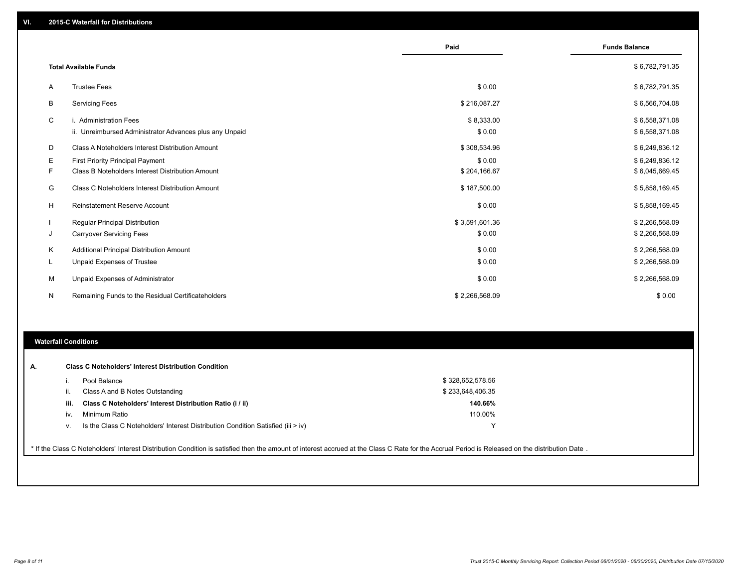## VI. 2015-C Waterfall for Distributions

| | | Paid | Funds Balance |
|---|---|---|---|
| | **Total Available Funds** | | $ 6,782,791.35 |
| A | Trustee Fees | $ 0.00 | $ 6,782,791.35 |
| B | Servicing Fees | $ 216,087.27 | $ 6,566,704.08 |
| C | i. Administration Fees | $ 8,333.00 | $ 6,558,371.08 |
| | ii. Unreimbursed Administrator Advances plus any Unpaid | $ 0.00 | $ 6,558,371.08 |
| D | Class A Noteholders Interest Distribution Amount | $ 308,534.96 | $ 6,249,836.12 |
| E | First Priority Principal Payment | $ 0.00 | $ 6,249,836.12 |
| F | Class B Noteholders Interest Distribution Amount | $ 204,166.67 | $ 6,045,669.45 |
| G | Class C Noteholders Interest Distribution Amount | $ 187,500.00 | $ 5,858,169.45 |
| H | Reinstatement Reserve Account | $ 0.00 | $ 5,858,169.45 |
| I | Regular Principal Distribution | $ 3,591,601.36 | $ 2,266,568.09 |
| J | Carryover Servicing Fees | $ 0.00 | $ 2,266,568.09 |
| K | Additional Principal Distribution Amount | $ 0.00 | $ 2,266,568.09 |
| L | Unpaid Expenses of Trustee | $ 0.00 | $ 2,266,568.09 |
| M | Unpaid Expenses of Administrator | $ 0.00 | $ 2,266,568.09 |
| N | Remaining Funds to the Residual Certificateholders | $ 2,266,568.09 | $ 0.00 |

## Waterfall Conditions

**A. Class C Noteholders' Interest Distribution Condition**

| | | |
|---|---|---|
| i. | Pool Balance | $ 328,652,578.56 |
| ii. | Class A and B Notes Outstanding | $ 233,648,406.35 |
| **iii.** | **Class C Noteholders' Interest Distribution Ratio (i / ii)** | **140.66%** |
| iv. | Minimum Ratio | 110.00% |
| v. | Is the Class C Noteholders' Interest Distribution Condition Satisfied (iii > iv) | Y |

* If the Class C Noteholders' Interest Distribution Condition is satisfied then the amount of interest accrued at the Class C Rate for the Accrual Period is Released on the distribution Date .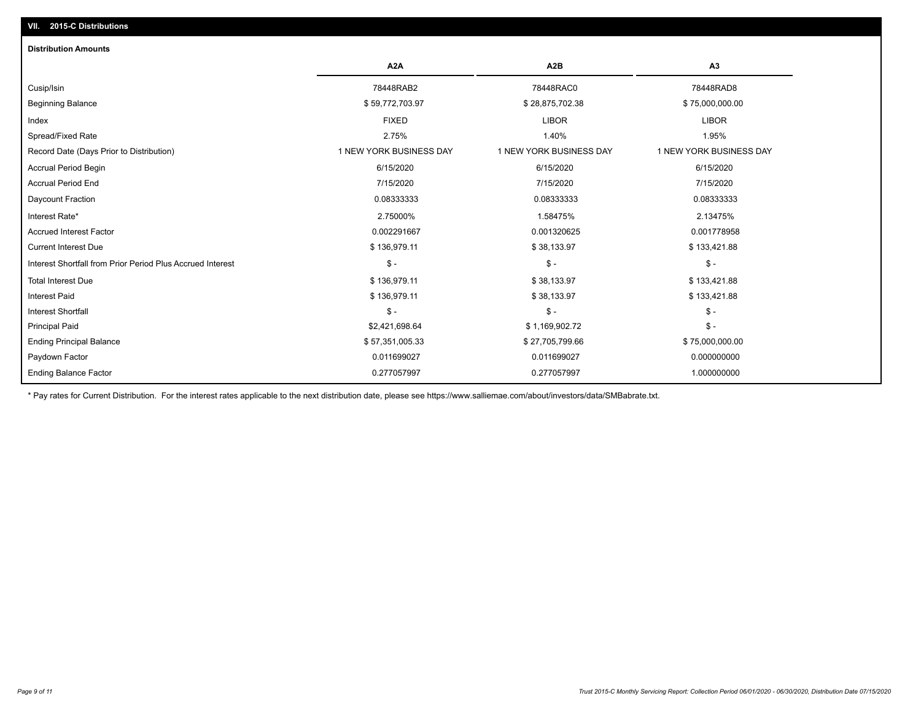## VII. 2015-C Distributions

### Distribution Amounts

| | A2A | A2B | A3 |
|---|---|---|---|
| Cusip/Isin | 78448RAB2 | 78448RAC0 | 78448RAD8 |
| Beginning Balance | $ 59,772,703.97 | $ 28,875,702.38 | $ 75,000,000.00 |
| Index | FIXED | LIBOR | LIBOR |
| Spread/Fixed Rate | 2.75% | 1.40% | 1.95% |
| Record Date (Days Prior to Distribution) | 1 NEW YORK BUSINESS DAY | 1 NEW YORK BUSINESS DAY | 1 NEW YORK BUSINESS DAY |
| Accrual Period Begin | 6/15/2020 | 6/15/2020 | 6/15/2020 |
| Accrual Period End | 7/15/2020 | 7/15/2020 | 7/15/2020 |
| Daycount Fraction | 0.08333333 | 0.08333333 | 0.08333333 |
| Interest Rate* | 2.75000% | 1.58475% | 2.13475% |
| Accrued Interest Factor | 0.002291667 | 0.001320625 | 0.001778958 |
| Current Interest Due | $ 136,979.11 | $ 38,133.97 | $ 133,421.88 |
| Interest Shortfall from Prior Period Plus Accrued Interest | $ - | $ - | $ - |
| Total Interest Due | $ 136,979.11 | $ 38,133.97 | $ 133,421.88 |
| Interest Paid | $ 136,979.11 | $ 38,133.97 | $ 133,421.88 |
| Interest Shortfall | $ - | $ - | $ - |
| Principal Paid | $2,421,698.64 | $ 1,169,902.72 | $ - |
| Ending Principal Balance | $ 57,351,005.33 | $ 27,705,799.66 | $ 75,000,000.00 |
| Paydown Factor | 0.011699027 | 0.011699027 | 0.000000000 |
| Ending Balance Factor | 0.277057997 | 0.277057997 | 1.000000000 |

* Pay rates for Current Distribution. For the interest rates applicable to the next distribution date, please see https://www.salliemae.com/about/investors/data/SMBabrate.txt.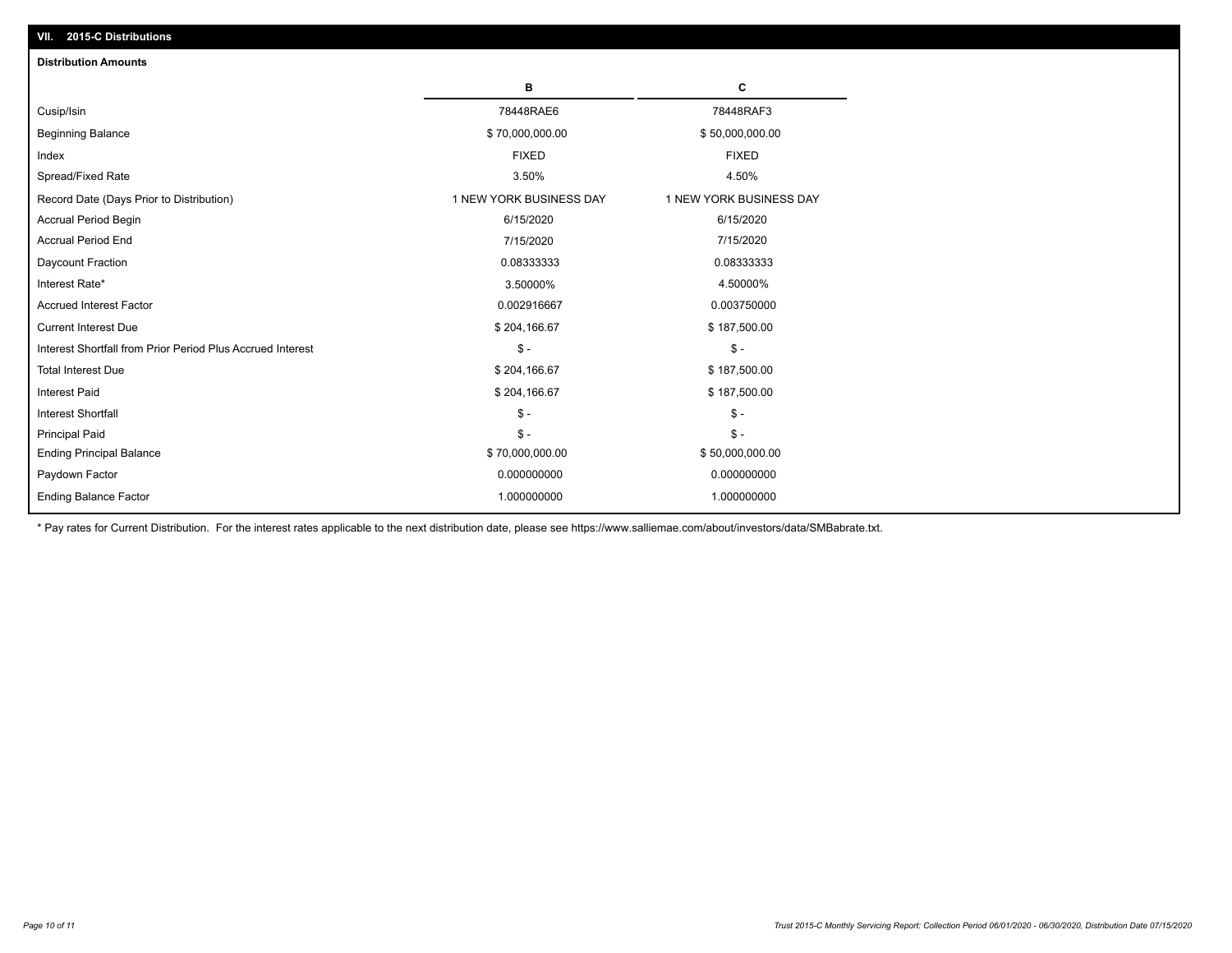## VII. 2015-C Distributions

### Distribution Amounts

| | B | C |
|---|---|---|
| Cusip/Isin | 78448RAE6 | 78448RAF3 |
| Beginning Balance | $ 70,000,000.00 | $ 50,000,000.00 |
| Index | FIXED | FIXED |
| Spread/Fixed Rate | 3.50% | 4.50% |
| Record Date (Days Prior to Distribution) | 1 NEW YORK BUSINESS DAY | 1 NEW YORK BUSINESS DAY |
| Accrual Period Begin | 6/15/2020 | 6/15/2020 |
| Accrual Period End | 7/15/2020 | 7/15/2020 |
| Daycount Fraction | 0.08333333 | 0.08333333 |
| Interest Rate* | 3.50000% | 4.50000% |
| Accrued Interest Factor | 0.002916667 | 0.003750000 |
| Current Interest Due | $ 204,166.67 | $ 187,500.00 |
| Interest Shortfall from Prior Period Plus Accrued Interest | $ - | $ - |
| Total Interest Due | $ 204,166.67 | $ 187,500.00 |
| Interest Paid | $ 204,166.67 | $ 187,500.00 |
| Interest Shortfall | $ - | $ - |
| Principal Paid | $ - | $ - |
| Ending Principal Balance | $ 70,000,000.00 | $ 50,000,000.00 |
| Paydown Factor | 0.000000000 | 0.000000000 |
| Ending Balance Factor | 1.000000000 | 1.000000000 |

* Pay rates for Current Distribution. For the interest rates applicable to the next distribution date, please see https://www.salliemae.com/about/investors/data/SMBabrate.txt.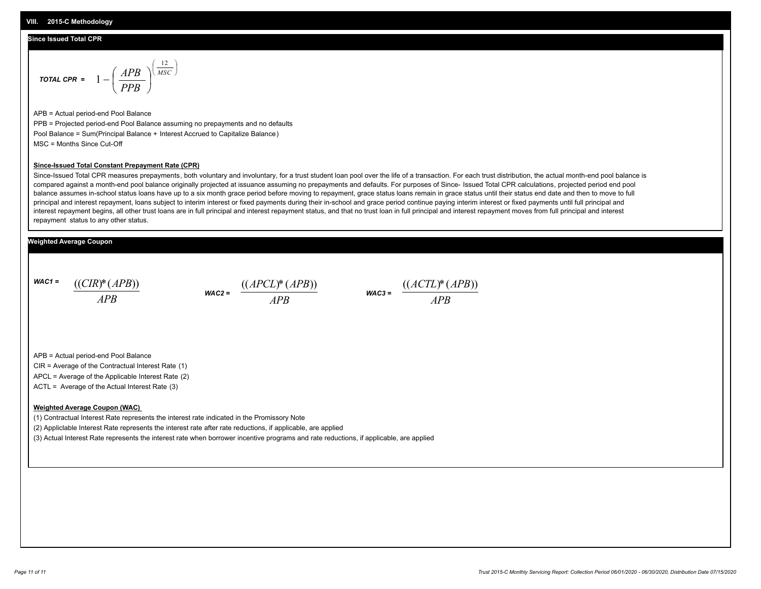## VIII. 2015-C Methodology

### Since Issued Total CPR

***TOTAL CPR =*** $$1-\left(\frac{APB}{PPB}\right)^{\left(\frac{12}{MSC}\right)}$$

APB = Actual period-end Pool Balance

PPB = Projected period-end Pool Balance assuming no prepayments and no defaults

Pool Balance = Sum(Principal Balance + Interest Accrued to Capitalize Balance)

MSC = Months Since Cut-Off

**Since-Issued Total Constant Prepayment Rate (CPR)**

Since-Issued Total CPR measures prepayments, both voluntary and involuntary, for a trust student loan pool over the life of a transaction. For each trust distribution, the actual month-end pool balance is compared against a month-end pool balance originally projected at issuance assuming no prepayments and defaults. For purposes of Since- Issued Total CPR calculations, projected period end pool balance assumes in-school status loans have up to a six month grace period before moving to repayment, grace status loans remain in grace status until their status end date and then to move to full principal and interest repayment, loans subject to interim interest or fixed payments during their in-school and grace period continue paying interim interest or fixed payments until full principal and interest repayment begins, all other trust loans are in full principal and interest repayment status, and that no trust loan in full principal and interest repayment moves from full principal and interest repayment status to any other status.

### Weighted Average Coupon

***WAC1 =*** $$\frac{((CIR)*(APB))}{APB}$$

***WAC2 =*** $$\frac{((APCL)*(APB))}{APB}$$

***WAC3 =*** $$\frac{((ACTL)*(APB))}{APB}$$

APB = Actual period-end Pool Balance

CIR = Average of the Contractual Interest Rate (1)

APCL = Average of the Applicable Interest Rate (2)

ACTL = Average of the Actual Interest Rate (3)

**Weighted Average Coupon (WAC)**

(1) Contractual Interest Rate represents the interest rate indicated in the Promissory Note

(2) Appliclable Interest Rate represents the interest rate after rate reductions, if applicable, are applied

(3) Actual Interest Rate represents the interest rate when borrower incentive programs and rate reductions, if applicable, are applied